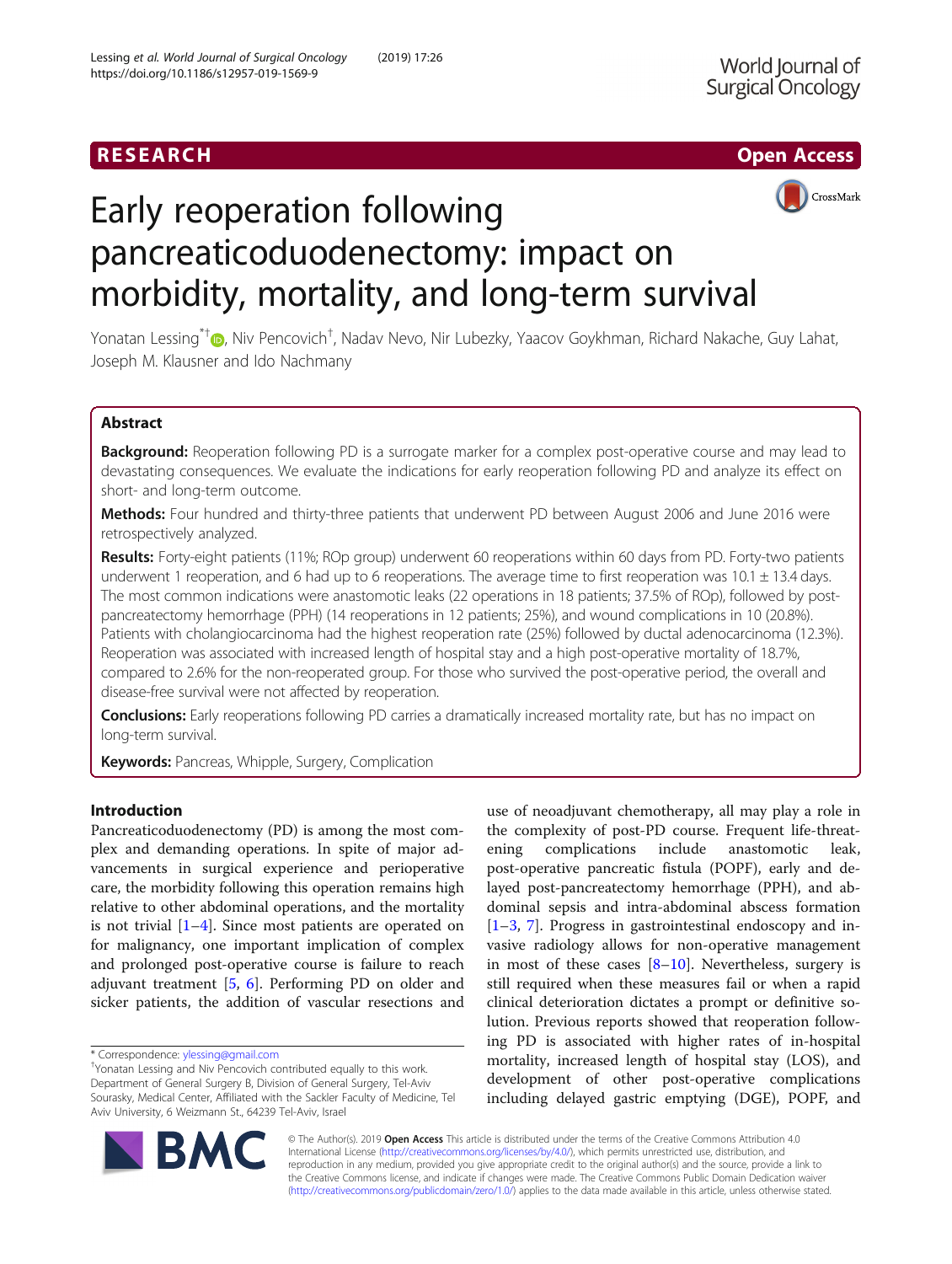RESEARCH

Open Access

# Early reoperation following pancreaticoduodenectomy: impact on morbidity, mortality, and long-term survival

Yonatan Lessing[*†], Niv Pencovich[†], Nadav Nevo, Nir Lubezky, Yaacov Goykhman, Richard Nakache, Guy Lahat, Joseph M. Klausner and Ido Nachmany

## Abstract

**Background:** Reoperation following PD is a surrogate marker for a complex post-operative course and may lead to devastating consequences. We evaluate the indications for early reoperation following PD and analyze its effect on short- and long-term outcome.

**Methods:** Four hundred and thirty-three patients that underwent PD between August 2006 and June 2016 were retrospectively analyzed.

**Results:** Forty-eight patients (11%; ROp group) underwent 60 reoperations within 60 days from PD. Forty-two patients underwent 1 reoperation, and 6 had up to 6 reoperations. The average time to first reoperation was 10.1 ± 13.4 days. The most common indications were anastomotic leaks (22 operations in 18 patients; 37.5% of ROp), followed by post-pancreatectomy hemorrhage (PPH) (14 reoperations in 12 patients; 25%), and wound complications in 10 (20.8%). Patients with cholangiocarcinoma had the highest reoperation rate (25%) followed by ductal adenocarcinoma (12.3%). Reoperation was associated with increased length of hospital stay and a high post-operative mortality of 18.7%, compared to 2.6% for the non-reoperated group. For those who survived the post-operative period, the overall and disease-free survival were not affected by reoperation.

**Conclusions:** Early reoperations following PD carries a dramatically increased mortality rate, but has no impact on long-term survival.

**Keywords:** Pancreas, Whipple, Surgery, Complication

## Introduction

Pancreaticoduodenectomy (PD) is among the most complex and demanding operations. In spite of major advancements in surgical experience and perioperative care, the morbidity following this operation remains high relative to other abdominal operations, and the mortality is not trivial [1–4]. Since most patients are operated on for malignancy, one important implication of complex and prolonged post-operative course is failure to reach adjuvant treatment [5, 6]. Performing PD on older and sicker patients, the addition of vascular resections and use of neoadjuvant chemotherapy, all may play a role in the complexity of post-PD course. Frequent life-threatening complications include anastomotic leak, post-operative pancreatic fistula (POPF), early and delayed post-pancreatectomy hemorrhage (PPH), and abdominal sepsis and intra-abdominal abscess formation [1–3, 7]. Progress in gastrointestinal endoscopy and invasive radiology allows for non-operative management in most of these cases [8–10]. Nevertheless, surgery is still required when these measures fail or when a rapid clinical deterioration dictates a prompt or definitive solution. Previous reports showed that reoperation following PD is associated with higher rates of in-hospital mortality, increased length of hospital stay (LOS), and development of other post-operative complications including delayed gastric emptying (DGE), POPF, and

\* Correspondence: ylessing@gmail.com

†Yonatan Lessing and Niv Pencovich contributed equally to this work.

Department of General Surgery B, Division of General Surgery, Tel-Aviv Sourasky, Medical Center, Affiliated with the Sackler Faculty of Medicine, Tel Aviv University, 6 Weizmann St., 64239 Tel-Aviv, Israel

© The Author(s). 2019 **Open Access** This article is distributed under the terms of the Creative Commons Attribution 4.0 International License (http://creativecommons.org/licenses/by/4.0/), which permits unrestricted use, distribution, and reproduction in any medium, provided you give appropriate credit to the original author(s) and the source, provide a link to the Creative Commons license, and indicate if changes were made. The Creative Commons Public Domain Dedication waiver (http://creativecommons.org/publicdomain/zero/1.0/) applies to the data made available in this article, unless otherwise stated.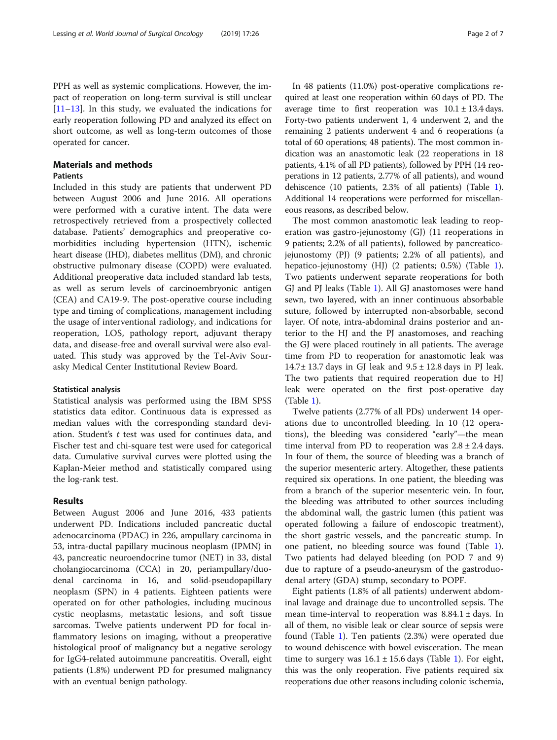PPH as well as systemic complications. However, the impact of reoperation on long-term survival is still unclear [11–13]. In this study, we evaluated the indications for early reoperation following PD and analyzed its effect on short outcome, as well as long-term outcomes of those operated for cancer.

## Materials and methods

### Patients

Included in this study are patients that underwent PD between August 2006 and June 2016. All operations were performed with a curative intent. The data were retrospectively retrieved from a prospectively collected database. Patients' demographics and preoperative comorbidities including hypertension (HTN), ischemic heart disease (IHD), diabetes mellitus (DM), and chronic obstructive pulmonary disease (COPD) were evaluated. Additional preoperative data included standard lab tests, as well as serum levels of carcinoembryonic antigen (CEA) and CA19-9. The post-operative course including type and timing of complications, management including the usage of interventional radiology, and indications for reoperation, LOS, pathology report, adjuvant therapy data, and disease-free and overall survival were also evaluated. This study was approved by the Tel-Aviv Sourasky Medical Center Institutional Review Board.

### Statistical analysis

Statistical analysis was performed using the IBM SPSS statistics data editor. Continuous data is expressed as median values with the corresponding standard deviation. Student's *t* test was used for continues data, and Fischer test and chi-square test were used for categorical data. Cumulative survival curves were plotted using the Kaplan-Meier method and statistically compared using the log-rank test.

## Results

Between August 2006 and June 2016, 433 patients underwent PD. Indications included pancreatic ductal adenocarcinoma (PDAC) in 226, ampullary carcinoma in 53, intra-ductal papillary mucinous neoplasm (IPMN) in 43, pancreatic neuroendocrine tumor (NET) in 33, distal cholangiocarcinoma (CCA) in 20, periampullary/duodenal carcinoma in 16, and solid-pseudopapillary neoplasm (SPN) in 4 patients. Eighteen patients were operated on for other pathologies, including mucinous cystic neoplasms, metastatic lesions, and soft tissue sarcomas. Twelve patients underwent PD for focal inflammatory lesions on imaging, without a preoperative histological proof of malignancy but a negative serology for IgG4-related autoimmune pancreatitis. Overall, eight patients (1.8%) underwent PD for presumed malignancy with an eventual benign pathology.

In 48 patients (11.0%) post-operative complications required at least one reoperation within 60 days of PD. The average time to first reoperation was 10.1 ± 13.4 days. Forty-two patients underwent 1, 4 underwent 2, and the remaining 2 patients underwent 4 and 6 reoperations (a total of 60 operations; 48 patients). The most common indication was an anastomotic leak (22 reoperations in 18 patients, 4.1% of all PD patients), followed by PPH (14 reoperations in 12 patients, 2.77% of all patients), and wound dehiscence (10 patients, 2.3% of all patients) (Table 1). Additional 14 reoperations were performed for miscellaneous reasons, as described below.

The most common anastomotic leak leading to reoperation was gastro-jejunostomy (GJ) (11 reoperations in 9 patients; 2.2% of all patients), followed by pancreatico-jejunostomy (PJ) (9 patients; 2.2% of all patients), and hepatico-jejunostomy (HJ) (2 patients; 0.5%) (Table 1). Two patients underwent separate reoperations for both GJ and PJ leaks (Table 1). All GJ anastomoses were hand sewn, two layered, with an inner continuous absorbable suture, followed by interrupted non-absorbable, second layer. Of note, intra-abdominal drains posterior and anterior to the HJ and the PJ anastomoses, and reaching the GJ were placed routinely in all patients. The average time from PD to reoperation for anastomotic leak was 14.7± 13.7 days in GJ leak and 9.5 ± 12.8 days in PJ leak. The two patients that required reoperation due to HJ leak were operated on the first post-operative day (Table 1).

Twelve patients (2.77% of all PDs) underwent 14 operations due to uncontrolled bleeding. In 10 (12 operations), the bleeding was considered "early"—the mean time interval from PD to reoperation was 2.8 ± 2.4 days. In four of them, the source of bleeding was a branch of the superior mesenteric artery. Altogether, these patients required six operations. In one patient, the bleeding was from a branch of the superior mesenteric vein. In four, the bleeding was attributed to other sources including the abdominal wall, the gastric lumen (this patient was operated following a failure of endoscopic treatment), the short gastric vessels, and the pancreatic stump. In one patient, no bleeding source was found (Table 1). Two patients had delayed bleeding (on POD 7 and 9) due to rupture of a pseudo-aneurysm of the gastroduodenal artery (GDA) stump, secondary to POPF.

Eight patients (1.8% of all patients) underwent abdominal lavage and drainage due to uncontrolled sepsis. The mean time-interval to reoperation was 8.84.1 ± days. In all of them, no visible leak or clear source of sepsis were found (Table 1). Ten patients (2.3%) were operated due to wound dehiscence with bowel evisceration. The mean time to surgery was 16.1 ± 15.6 days (Table 1). For eight, this was the only reoperation. Five patients required six reoperations due other reasons including colonic ischemia,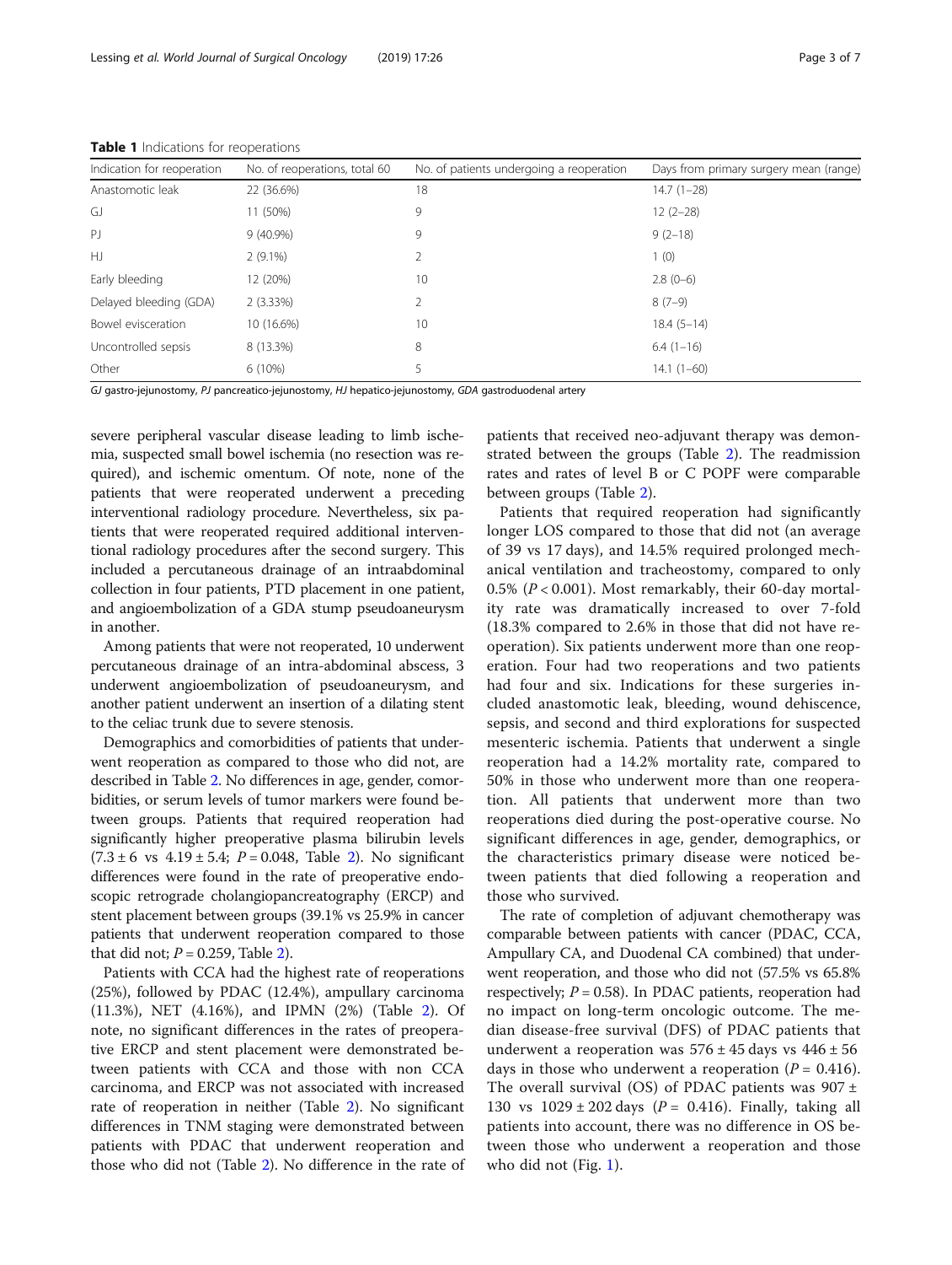**Table 1** Indications for reoperations

| Indication for reoperation | No. of reoperations, total 60 | No. of patients undergoing a reoperation | Days from primary surgery mean (range) |
|---|---|---|---|
| Anastomotic leak | 22 (36.6%) | 18 | 14.7 (1–28) |
| GJ | 11 (50%) | 9 | 12 (2–28) |
| PJ | 9 (40.9%) | 9 | 9 (2–18) |
| HJ | 2 (9.1%) | 2 | 1 (0) |
| Early bleeding | 12 (20%) | 10 | 2.8 (0–6) |
| Delayed bleeding (GDA) | 2 (3.33%) | 2 | 8 (7–9) |
| Bowel evisceration | 10 (16.6%) | 10 | 18.4 (5–14) |
| Uncontrolled sepsis | 8 (13.3%) | 8 | 6.4 (1–16) |
| Other | 6 (10%) | 5 | 14.1 (1–60) |

*GJ* gastro-jejunostomy, *PJ* pancreatico-jejunostomy, *HJ* hepatico-jejunostomy, *GDA* gastroduodenal artery

severe peripheral vascular disease leading to limb ischemia, suspected small bowel ischemia (no resection was required), and ischemic omentum. Of note, none of the patients that were reoperated underwent a preceding interventional radiology procedure. Nevertheless, six patients that were reoperated required additional interventional radiology procedures after the second surgery. This included a percutaneous drainage of an intraabdominal collection in four patients, PTD placement in one patient, and angioembolization of a GDA stump pseudoaneurysm in another.

Among patients that were not reoperated, 10 underwent percutaneous drainage of an intra-abdominal abscess, 3 underwent angioembolization of pseudoaneurysm, and another patient underwent an insertion of a dilating stent to the celiac trunk due to severe stenosis.

Demographics and comorbidities of patients that underwent reoperation as compared to those who did not, are described in Table 2. No differences in age, gender, comorbidities, or serum levels of tumor markers were found between groups. Patients that required reoperation had significantly higher preoperative plasma bilirubin levels ($7.3 \pm 6$ vs $4.19 \pm 5.4$; $P = 0.048$, Table 2). No significant differences were found in the rate of preoperative endoscopic retrograde cholangiopancreatography (ERCP) and stent placement between groups (39.1% vs 25.9% in cancer patients that underwent reoperation compared to those that did not; $P = 0.259$, Table 2).

Patients with CCA had the highest rate of reoperations (25%), followed by PDAC (12.4%), ampullary carcinoma (11.3%), NET (4.16%), and IPMN (2%) (Table 2). Of note, no significant differences in the rates of preoperative ERCP and stent placement were demonstrated between patients with CCA and those with non CCA carcinoma, and ERCP was not associated with increased rate of reoperation in neither (Table 2). No significant differences in TNM staging were demonstrated between patients with PDAC that underwent reoperation and those who did not (Table 2). No difference in the rate of patients that received neo-adjuvant therapy was demonstrated between the groups (Table 2). The readmission rates and rates of level B or C POPF were comparable between groups (Table 2).

Patients that required reoperation had significantly longer LOS compared to those that did not (an average of 39 vs 17 days), and 14.5% required prolonged mechanical ventilation and tracheostomy, compared to only 0.5% ($P < 0.001$). Most remarkably, their 60-day mortality rate was dramatically increased to over 7-fold (18.3% compared to 2.6% in those that did not have reoperation). Six patients underwent more than one reoperation. Four had two reoperations and two patients had four and six. Indications for these surgeries included anastomotic leak, bleeding, wound dehiscence, sepsis, and second and third explorations for suspected mesenteric ischemia. Patients that underwent a single reoperation had a 14.2% mortality rate, compared to 50% in those who underwent more than one reoperation. All patients that underwent more than two reoperations died during the post-operative course. No significant differences in age, gender, demographics, or the characteristics primary disease were noticed between patients that died following a reoperation and those who survived.

The rate of completion of adjuvant chemotherapy was comparable between patients with cancer (PDAC, CCA, Ampullary CA, and Duodenal CA combined) that underwent reoperation, and those who did not (57.5% vs 65.8% respectively; $P = 0.58$). In PDAC patients, reoperation had no impact on long-term oncologic outcome. The median disease-free survival (DFS) of PDAC patients that underwent a reoperation was $576 \pm 45$ days vs $446 \pm 56$ days in those who underwent a reoperation ($P = 0.416$). The overall survival (OS) of PDAC patients was $907 \pm 130$ vs $1029 \pm 202$ days ($P = 0.416$). Finally, taking all patients into account, there was no difference in OS between those who underwent a reoperation and those who did not (Fig. 1).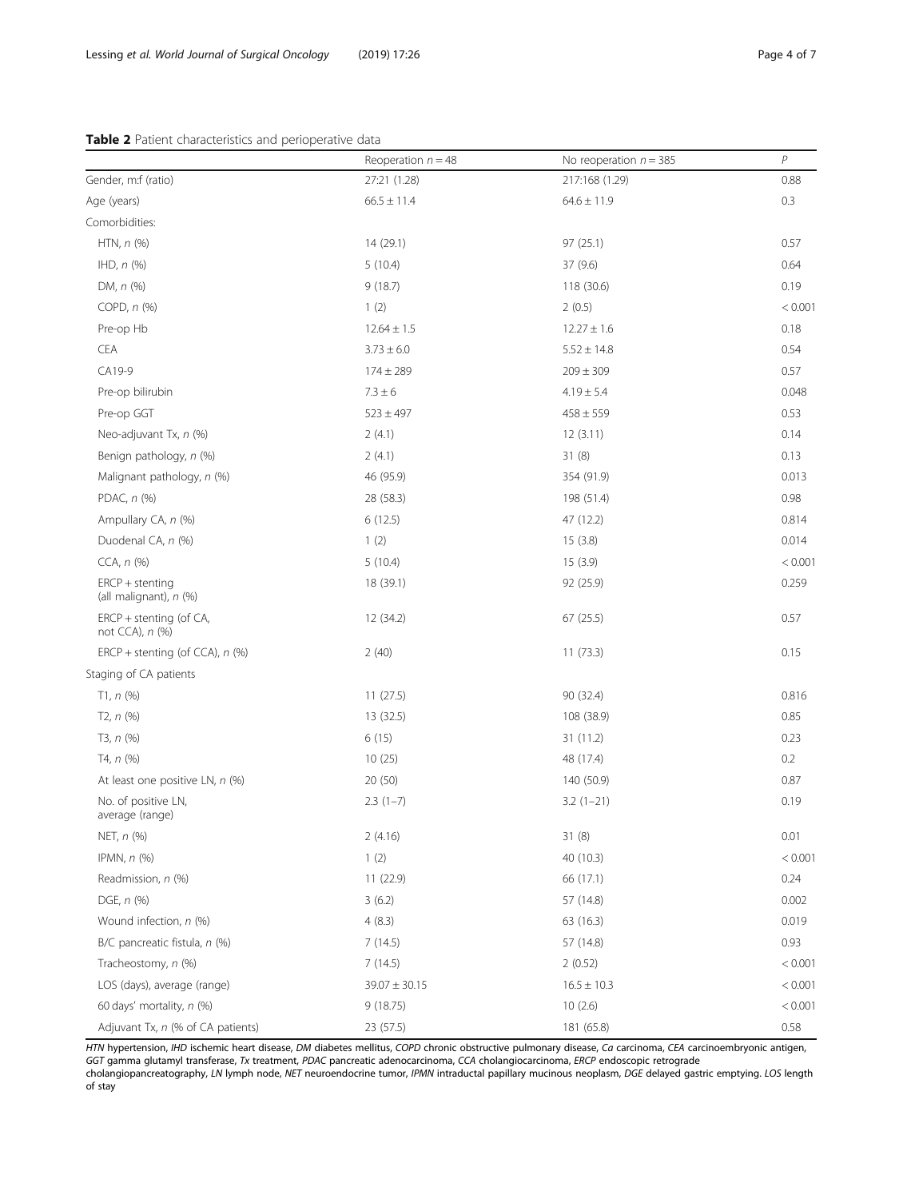**Table 2** Patient characteristics and perioperative data

| | Reoperation $n = 48$ | No reoperation $n = 385$ | $P$ |
|---|---|---|---|
| Gender, m:f (ratio) | 27:21 (1.28) | 217:168 (1.29) | 0.88 |
| Age (years) | 66.5 ± 11.4 | 64.6 ± 11.9 | 0.3 |
| Comorbidities: | | | |
| HTN, *n* (%) | 14 (29.1) | 97 (25.1) | 0.57 |
| IHD, *n* (%) | 5 (10.4) | 37 (9.6) | 0.64 |
| DM, *n* (%) | 9 (18.7) | 118 (30.6) | 0.19 |
| COPD, *n* (%) | 1 (2) | 2 (0.5) | < 0.001 |
| Pre-op Hb | 12.64 ± 1.5 | 12.27 ± 1.6 | 0.18 |
| CEA | 3.73 ± 6.0 | 5.52 ± 14.8 | 0.54 |
| CA19-9 | 174 ± 289 | 209 ± 309 | 0.57 |
| Pre-op bilirubin | 7.3 ± 6 | 4.19 ± 5.4 | 0.048 |
| Pre-op GGT | 523 ± 497 | 458 ± 559 | 0.53 |
| Neo-adjuvant Tx, *n* (%) | 2 (4.1) | 12 (3.11) | 0.14 |
| Benign pathology, *n* (%) | 2 (4.1) | 31 (8) | 0.13 |
| Malignant pathology, *n* (%) | 46 (95.9) | 354 (91.9) | 0.013 |
| PDAC, *n* (%) | 28 (58.3) | 198 (51.4) | 0.98 |
| Ampullary CA, *n* (%) | 6 (12.5) | 47 (12.2) | 0.814 |
| Duodenal CA, *n* (%) | 1 (2) | 15 (3.8) | 0.014 |
| CCA, *n* (%) | 5 (10.4) | 15 (3.9) | < 0.001 |
| ERCP + stenting (all malignant), *n* (%) | 18 (39.1) | 92 (25.9) | 0.259 |
| ERCP + stenting (of CA, not CCA), *n* (%) | 12 (34.2) | 67 (25.5) | 0.57 |
| ERCP + stenting (of CCA), *n* (%) | 2 (40) | 11 (73.3) | 0.15 |
| Staging of CA patients | | | |
| T1, *n* (%) | 11 (27.5) | 90 (32.4) | 0.816 |
| T2, *n* (%) | 13 (32.5) | 108 (38.9) | 0.85 |
| T3, *n* (%) | 6 (15) | 31 (11.2) | 0.23 |
| T4, *n* (%) | 10 (25) | 48 (17.4) | 0.2 |
| At least one positive LN, *n* (%) | 20 (50) | 140 (50.9) | 0.87 |
| No. of positive LN, average (range) | 2.3 (1–7) | 3.2 (1–21) | 0.19 |
| NET, *n* (%) | 2 (4.16) | 31 (8) | 0.01 |
| IPMN, *n* (%) | 1 (2) | 40 (10.3) | < 0.001 |
| Readmission, *n* (%) | 11 (22.9) | 66 (17.1) | 0.24 |
| DGE, *n* (%) | 3 (6.2) | 57 (14.8) | 0.002 |
| Wound infection, *n* (%) | 4 (8.3) | 63 (16.3) | 0.019 |
| B/C pancreatic fistula, *n* (%) | 7 (14.5) | 57 (14.8) | 0.93 |
| Tracheostomy, *n* (%) | 7 (14.5) | 2 (0.52) | < 0.001 |
| LOS (days), average (range) | 39.07 ± 30.15 | 16.5 ± 10.3 | < 0.001 |
| 60 days' mortality, *n* (%) | 9 (18.75) | 10 (2.6) | < 0.001 |
| Adjuvant Tx, *n* (% of CA patients) | 23 (57.5) | 181 (65.8) | 0.58 |

*HTN* hypertension, *IHD* ischemic heart disease, *DM* diabetes mellitus, *COPD* chronic obstructive pulmonary disease, *Ca* carcinoma, *CEA* carcinoembryonic antigen, *GGT* gamma glutamyl transferase, *Tx* treatment, *PDAC* pancreatic adenocarcinoma, *CCA* cholangiocarcinoma, *ERCP* endoscopic retrograde cholangiopancreatography, *LN* lymph node, *NET* neuroendocrine tumor, *IPMN* intraductal papillary mucinous neoplasm, *DGE* delayed gastric emptying. *LOS* length of stay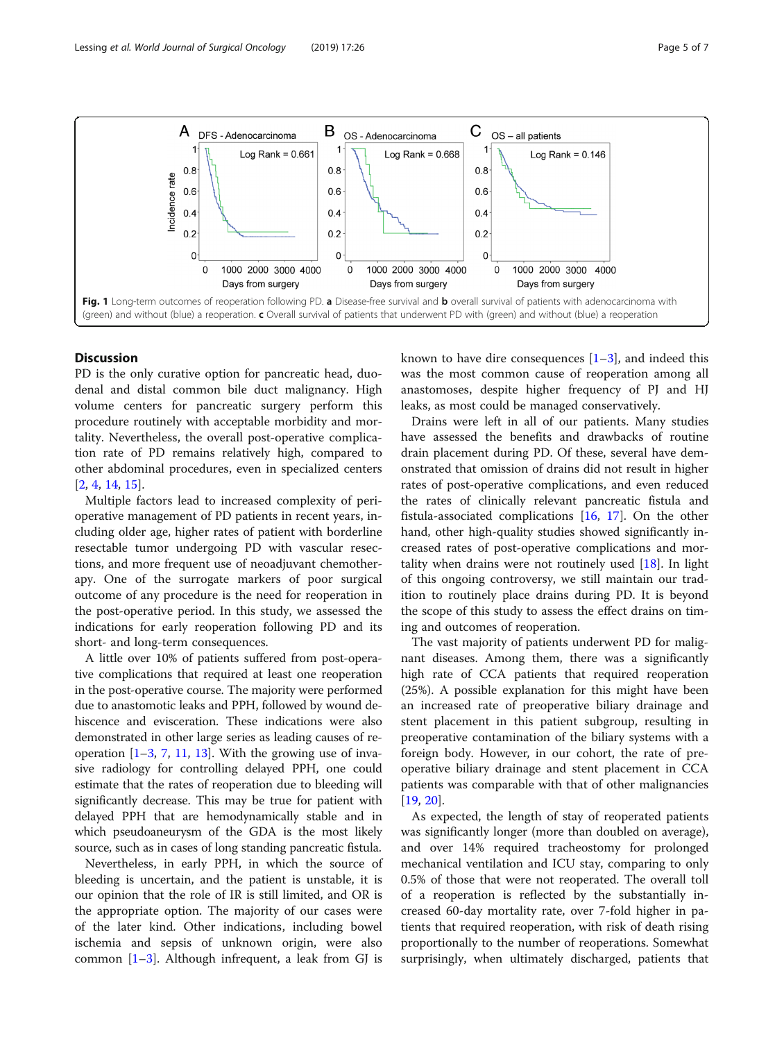A DFS - Adenocarcinoma

Log Rank = 0.661

Incidence rate

1
0.8
0.6
0.4
0.2
0

0 1000 2000 3000 4000

Days from surgery

B OS - Adenocarcinoma

Log Rank = 0.668

1
0.8
0.6
0.4
0.2
0

0 1000 2000 3000 4000

Days from surgery

C OS – all patients

Log Rank = 0.146

1
0.8
0.6
0.4
0.2
0

0 1000 2000 3000 4000

Days from surgery

**Fig. 1** Long-term outcomes of reoperation following PD. **a** Disease-free survival and **b** overall survival of patients with adenocarcinoma with (green) and without (blue) a reoperation. **c** Overall survival of patients that underwent PD with (green) and without (blue) a reoperation

## Discussion

PD is the only curative option for pancreatic head, duodenal and distal common bile duct malignancy. High volume centers for pancreatic surgery perform this procedure routinely with acceptable morbidity and mortality. Nevertheless, the overall post-operative complication rate of PD remains relatively high, compared to other abdominal procedures, even in specialized centers [2, 4, 14, 15].

Multiple factors lead to increased complexity of peri-operative management of PD patients in recent years, including older age, higher rates of patient with borderline resectable tumor undergoing PD with vascular resections, and more frequent use of neoadjuvant chemotherapy. One of the surrogate markers of poor surgical outcome of any procedure is the need for reoperation in the post-operative period. In this study, we assessed the indications for early reoperation following PD and its short- and long-term consequences.

A little over 10% of patients suffered from post-operative complications that required at least one reoperation in the post-operative course. The majority were performed due to anastomotic leaks and PPH, followed by wound dehiscence and evisceration. These indications were also demonstrated in other large series as leading causes of reoperation [1–3, 7, 11, 13]. With the growing use of invasive radiology for controlling delayed PPH, one could estimate that the rates of reoperation due to bleeding will significantly decrease. This may be true for patient with delayed PPH that are hemodynamically stable and in which pseudoaneurysm of the GDA is the most likely source, such as in cases of long standing pancreatic fistula.

Nevertheless, in early PPH, in which the source of bleeding is uncertain, and the patient is unstable, it is our opinion that the role of IR is still limited, and OR is the appropriate option. The majority of our cases were of the later kind. Other indications, including bowel ischemia and sepsis of unknown origin, were also common [1–3]. Although infrequent, a leak from GJ is known to have dire consequences [1–3], and indeed this was the most common cause of reoperation among all anastomoses, despite higher frequency of PJ and HJ leaks, as most could be managed conservatively.

Drains were left in all of our patients. Many studies have assessed the benefits and drawbacks of routine drain placement during PD. Of these, several have demonstrated that omission of drains did not result in higher rates of post-operative complications, and even reduced the rates of clinically relevant pancreatic fistula and fistula-associated complications [16, 17]. On the other hand, other high-quality studies showed significantly increased rates of post-operative complications and mortality when drains were not routinely used [18]. In light of this ongoing controversy, we still maintain our tradition to routinely place drains during PD. It is beyond the scope of this study to assess the effect drains on timing and outcomes of reoperation.

The vast majority of patients underwent PD for malignant diseases. Among them, there was a significantly high rate of CCA patients that required reoperation (25%). A possible explanation for this might have been an increased rate of preoperative biliary drainage and stent placement in this patient subgroup, resulting in preoperative contamination of the biliary systems with a foreign body. However, in our cohort, the rate of preoperative biliary drainage and stent placement in CCA patients was comparable with that of other malignancies [19, 20].

As expected, the length of stay of reoperated patients was significantly longer (more than doubled on average), and over 14% required tracheostomy for prolonged mechanical ventilation and ICU stay, comparing to only 0.5% of those that were not reoperated. The overall toll of a reoperation is reflected by the substantially increased 60-day mortality rate, over 7-fold higher in patients that required reoperation, with risk of death rising proportionally to the number of reoperations. Somewhat surprisingly, when ultimately discharged, patients that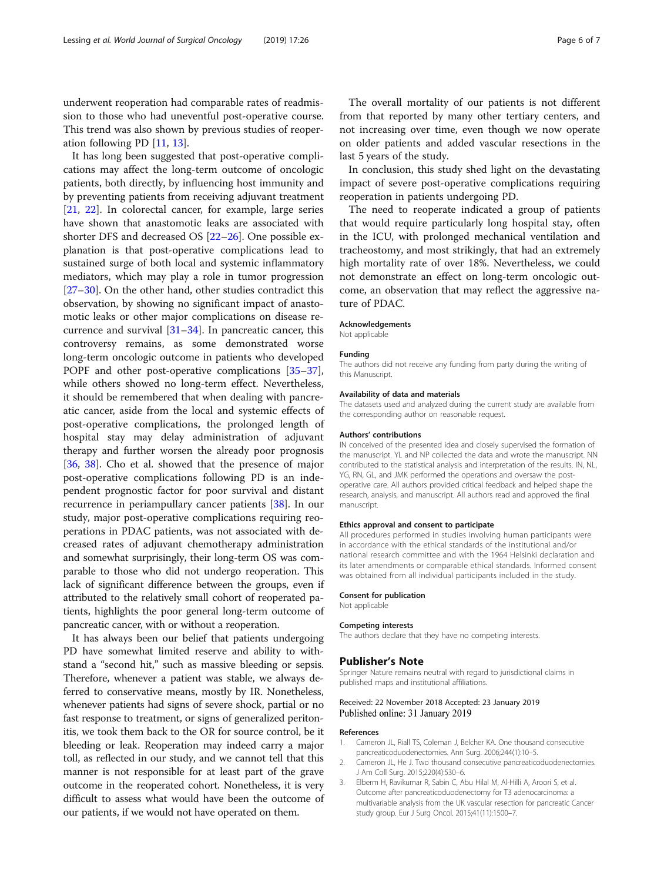underwent reoperation had comparable rates of readmission to those who had uneventful post-operative course. This trend was also shown by previous studies of reoperation following PD [11, 13].

It has long been suggested that post-operative complications may affect the long-term outcome of oncologic patients, both directly, by influencing host immunity and by preventing patients from receiving adjuvant treatment [21, 22]. In colorectal cancer, for example, large series have shown that anastomotic leaks are associated with shorter DFS and decreased OS [22–26]. One possible explanation is that post-operative complications lead to sustained surge of both local and systemic inflammatory mediators, which may play a role in tumor progression [27–30]. On the other hand, other studies contradict this observation, by showing no significant impact of anastomotic leaks or other major complications on disease recurrence and survival [31–34]. In pancreatic cancer, this controversy remains, as some demonstrated worse long-term oncologic outcome in patients who developed POPF and other post-operative complications [35–37], while others showed no long-term effect. Nevertheless, it should be remembered that when dealing with pancreatic cancer, aside from the local and systemic effects of post-operative complications, the prolonged length of hospital stay may delay administration of adjuvant therapy and further worsen the already poor prognosis [36, 38]. Cho et al. showed that the presence of major post-operative complications following PD is an independent prognostic factor for poor survival and distant recurrence in periampullary cancer patients [38]. In our study, major post-operative complications requiring reoperations in PDAC patients, was not associated with decreased rates of adjuvant chemotherapy administration and somewhat surprisingly, their long-term OS was comparable to those who did not undergo reoperation. This lack of significant difference between the groups, even if attributed to the relatively small cohort of reoperated patients, highlights the poor general long-term outcome of pancreatic cancer, with or without a reoperation.

It has always been our belief that patients undergoing PD have somewhat limited reserve and ability to withstand a "second hit," such as massive bleeding or sepsis. Therefore, whenever a patient was stable, we always deferred to conservative means, mostly by IR. Nonetheless, whenever patients had signs of severe shock, partial or no fast response to treatment, or signs of generalized peritonitis, we took them back to the OR for source control, be it bleeding or leak. Reoperation may indeed carry a major toll, as reflected in our study, and we cannot tell that this manner is not responsible for at least part of the grave outcome in the reoperated cohort. Nonetheless, it is very difficult to assess what would have been the outcome of our patients, if we would not have operated on them.

The overall mortality of our patients is not different from that reported by many other tertiary centers, and not increasing over time, even though we now operate on older patients and added vascular resections in the last 5 years of the study.

In conclusion, this study shed light on the devastating impact of severe post-operative complications requiring reoperation in patients undergoing PD.

The need to reoperate indicated a group of patients that would require particularly long hospital stay, often in the ICU, with prolonged mechanical ventilation and tracheostomy, and most strikingly, that had an extremely high mortality rate of over 18%. Nevertheless, we could not demonstrate an effect on long-term oncologic outcome, an observation that may reflect the aggressive nature of PDAC.

#### Acknowledgements
Not applicable

#### Funding
The authors did not receive any funding from party during the writing of this Manuscript.

#### Availability of data and materials
The datasets used and analyzed during the current study are available from the corresponding author on reasonable request.

#### Authors' contributions
IN conceived of the presented idea and closely supervised the formation of the manuscript. YL and NP collected the data and wrote the manuscript. NN contributed to the statistical analysis and interpretation of the results. IN, NL, YG, RN, GL, and JMK performed the operations and oversaw the post-operative care. All authors provided critical feedback and helped shape the research, analysis, and manuscript. All authors read and approved the final manuscript.

#### Ethics approval and consent to participate
All procedures performed in studies involving human participants were in accordance with the ethical standards of the institutional and/or national research committee and with the 1964 Helsinki declaration and its later amendments or comparable ethical standards. Informed consent was obtained from all individual participants included in the study.

#### Consent for publication
Not applicable

#### Competing interests
The authors declare that they have no competing interests.

### Publisher's Note
Springer Nature remains neutral with regard to jurisdictional claims in published maps and institutional affiliations.

Received: 22 November 2018 Accepted: 23 January 2019
Published online: 31 January 2019

#### References
1. Cameron JL, Riall TS, Coleman J, Belcher KA. One thousand consecutive pancreaticoduodenectomies. Ann Surg. 2006;244(1):10–5.
2. Cameron JL, He J. Two thousand consecutive pancreaticoduodenectomies. J Am Coll Surg. 2015;220(4):530–6.
3. Elberm H, Ravikumar R, Sabin C, Abu Hilal M, Al-Hilli A, Aroori S, et al. Outcome after pancreaticoduodenectomy for T3 adenocarcinoma: a multivariable analysis from the UK vascular resection for pancreatic Cancer study group. Eur J Surg Oncol. 2015;41(11):1500–7.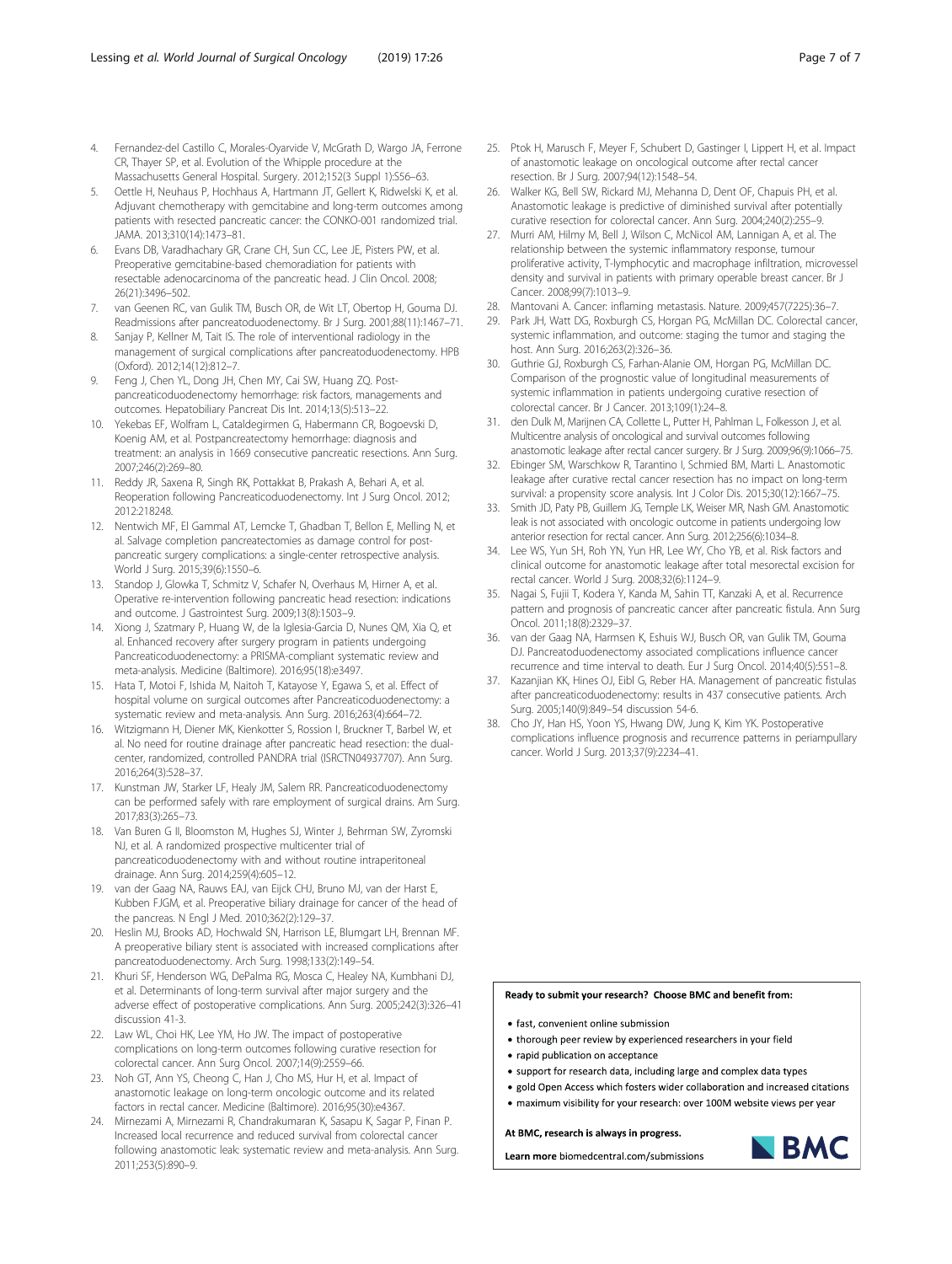4. Fernandez-del Castillo C, Morales-Oyarvide V, McGrath D, Wargo JA, Ferrone CR, Thayer SP, et al. Evolution of the Whipple procedure at the Massachusetts General Hospital. Surgery. 2012;152(3 Suppl 1):S56–63.
5. Oettle H, Neuhaus P, Hochhaus A, Hartmann JT, Gellert K, Ridwelski K, et al. Adjuvant chemotherapy with gemcitabine and long-term outcomes among patients with resected pancreatic cancer: the CONKO-001 randomized trial. JAMA. 2013;310(14):1473–81.
6. Evans DB, Varadhachary GR, Crane CH, Sun CC, Lee JE, Pisters PW, et al. Preoperative gemcitabine-based chemoradiation for patients with resectable adenocarcinoma of the pancreatic head. J Clin Oncol. 2008; 26(21):3496–502.
7. van Geenen RC, van Gulik TM, Busch OR, de Wit LT, Obertop H, Gouma DJ. Readmissions after pancreatoduodenectomy. Br J Surg. 2001;88(11):1467–71.
8. Sanjay P, Kellner M, Tait IS. The role of interventional radiology in the management of surgical complications after pancreatoduodenectomy. HPB (Oxford). 2012;14(12):812–7.
9. Feng J, Chen YL, Dong JH, Chen MY, Cai SW, Huang ZQ. Post-pancreaticoduodenectomy hemorrhage: risk factors, managements and outcomes. Hepatobiliary Pancreat Dis Int. 2014;13(5):513–22.
10. Yekebas EF, Wolfram L, Cataldegirmen G, Habermann CR, Bogoevski D, Koenig AM, et al. Postpancreatectomy hemorrhage: diagnosis and treatment: an analysis in 1669 consecutive pancreatic resections. Ann Surg. 2007;246(2):269–80.
11. Reddy JR, Saxena R, Singh RK, Pottakkat B, Prakash A, Behari A, et al. Reoperation following Pancreaticoduodenectomy. Int J Surg Oncol. 2012; 2012:218248.
12. Nentwich MF, El Gammal AT, Lemcke T, Ghadban T, Bellon E, Melling N, et al. Salvage completion pancreatectomies as damage control for post-pancreatic surgery complications: a single-center retrospective analysis. World J Surg. 2015;39(6):1550–6.
13. Standop J, Glowka T, Schmitz V, Schafer N, Overhaus M, Hirner A, et al. Operative re-intervention following pancreatic head resection: indications and outcome. J Gastrointest Surg. 2009;13(8):1503–9.
14. Xiong J, Szatmary P, Huang W, de la Iglesia-Garcia D, Nunes QM, Xia Q, et al. Enhanced recovery after surgery program in patients undergoing Pancreaticoduodenectomy: a PRISMA-compliant systematic review and meta-analysis. Medicine (Baltimore). 2016;95(18):e3497.
15. Hata T, Motoi F, Ishida M, Naitoh T, Katayose Y, Egawa S, et al. Effect of hospital volume on surgical outcomes after Pancreaticoduodenectomy: a systematic review and meta-analysis. Ann Surg. 2016;263(4):664–72.
16. Witzigmann H, Diener MK, Kienkotter S, Rossion I, Bruckner T, Barbel W, et al. No need for routine drainage after pancreatic head resection: the dual-center, randomized, controlled PANDRA trial (ISRCTN04937707). Ann Surg. 2016;264(3):528–37.
17. Kunstman JW, Starker LF, Healy JM, Salem RR. Pancreaticoduodenectomy can be performed safely with rare employment of surgical drains. Am Surg. 2017;83(3):265–73.
18. Van Buren G II, Bloomston M, Hughes SJ, Winter J, Behrman SW, Zyromski NJ, et al. A randomized prospective multicenter trial of pancreaticoduodenectomy with and without routine intraperitoneal drainage. Ann Surg. 2014;259(4):605–12.
19. van der Gaag NA, Rauws EAJ, van Eijck CHJ, Bruno MJ, van der Harst E, Kubben FJGM, et al. Preoperative biliary drainage for cancer of the head of the pancreas. N Engl J Med. 2010;362(2):129–37.
20. Heslin MJ, Brooks AD, Hochwald SN, Harrison LE, Blumgart LH, Brennan MF. A preoperative biliary stent is associated with increased complications after pancreatoduodenectomy. Arch Surg. 1998;133(2):149–54.
21. Khuri SF, Henderson WG, DePalma RG, Mosca C, Healey NA, Kumbhani DJ, et al. Determinants of long-term survival after major surgery and the adverse effect of postoperative complications. Ann Surg. 2005;242(3):326–41 discussion 41-3.
22. Law WL, Choi HK, Lee YM, Ho JW. The impact of postoperative complications on long-term outcomes following curative resection for colorectal cancer. Ann Surg Oncol. 2007;14(9):2559–66.
23. Noh GT, Ann YS, Cheong C, Han J, Cho MS, Hur H, et al. Impact of anastomotic leakage on long-term oncologic outcome and its related factors in rectal cancer. Medicine (Baltimore). 2016;95(30):e4367.
24. Mirnezami A, Mirnezami R, Chandrakumaran K, Sasapu K, Sagar P, Finan P. Increased local recurrence and reduced survival from colorectal cancer following anastomotic leak: systematic review and meta-analysis. Ann Surg. 2011;253(5):890–9.
25. Ptok H, Marusch F, Meyer F, Schubert D, Gastinger I, Lippert H, et al. Impact of anastomotic leakage on oncological outcome after rectal cancer resection. Br J Surg. 2007;94(12):1548–54.
26. Walker KG, Bell SW, Rickard MJ, Mehanna D, Dent OF, Chapuis PH, et al. Anastomotic leakage is predictive of diminished survival after potentially curative resection for colorectal cancer. Ann Surg. 2004;240(2):255–9.
27. Murri AM, Hilmy M, Bell J, Wilson C, McNicol AM, Lannigan A, et al. The relationship between the systemic inflammatory response, tumour proliferative activity, T-lymphocytic and macrophage infiltration, microvessel density and survival in patients with primary operable breast cancer. Br J Cancer. 2008;99(7):1013–9.
28. Mantovani A. Cancer: inflaming metastasis. Nature. 2009;457(7225):36–7.
29. Park JH, Watt DG, Roxburgh CS, Horgan PG, McMillan DC. Colorectal cancer, systemic inflammation, and outcome: staging the tumor and staging the host. Ann Surg. 2016;263(2):326–36.
30. Guthrie GJ, Roxburgh CS, Farhan-Alanie OM, Horgan PG, McMillan DC. Comparison of the prognostic value of longitudinal measurements of systemic inflammation in patients undergoing curative resection of colorectal cancer. Br J Cancer. 2013;109(1):24–8.
31. den Dulk M, Marijnen CA, Collette L, Putter H, Pahlman L, Folkesson J, et al. Multicentre analysis of oncological and survival outcomes following anastomotic leakage after rectal cancer surgery. Br J Surg. 2009;96(9):1066–75.
32. Ebinger SM, Warschkow R, Tarantino I, Schmied BM, Marti L. Anastomotic leakage after curative rectal cancer resection has no impact on long-term survival: a propensity score analysis. Int J Color Dis. 2015;30(12):1667–75.
33. Smith JD, Paty PB, Guillem JG, Temple LK, Weiser MR, Nash GM. Anastomotic leak is not associated with oncologic outcome in patients undergoing low anterior resection for rectal cancer. Ann Surg. 2012;256(6):1034–8.
34. Lee WS, Yun SH, Roh YN, Yun HR, Lee WY, Cho YB, et al. Risk factors and clinical outcome for anastomotic leakage after total mesorectal excision for rectal cancer. World J Surg. 2008;32(6):1124–9.
35. Nagai S, Fujii T, Kodera Y, Kanda M, Sahin TT, Kanzaki A, et al. Recurrence pattern and prognosis of pancreatic cancer after pancreatic fistula. Ann Surg Oncol. 2011;18(8):2329–37.
36. van der Gaag NA, Harmsen K, Eshuis WJ, Busch OR, van Gulik TM, Gouma DJ. Pancreatoduodenectomy associated complications influence cancer recurrence and time interval to death. Eur J Surg Oncol. 2014;40(5):551–8.
37. Kazanjian KK, Hines OJ, Eibl G, Reber HA. Management of pancreatic fistulas after pancreaticoduodenectomy: results in 437 consecutive patients. Arch Surg. 2005;140(9):849–54 discussion 54-6.
38. Cho JY, Han HS, Yoon YS, Hwang DW, Jung K, Kim YK. Postoperative complications influence prognosis and recurrence patterns in periampullary cancer. World J Surg. 2013;37(9):2234–41.

**Ready to submit your research? Choose BMC and benefit from:**

- fast, convenient online submission
- thorough peer review by experienced researchers in your field
- rapid publication on acceptance
- support for research data, including large and complex data types
- gold Open Access which fosters wider collaboration and increased citations
- maximum visibility for your research: over 100M website views per year

**At BMC, research is always in progress.**

**Learn more** biomedcentral.com/submissions

BMC